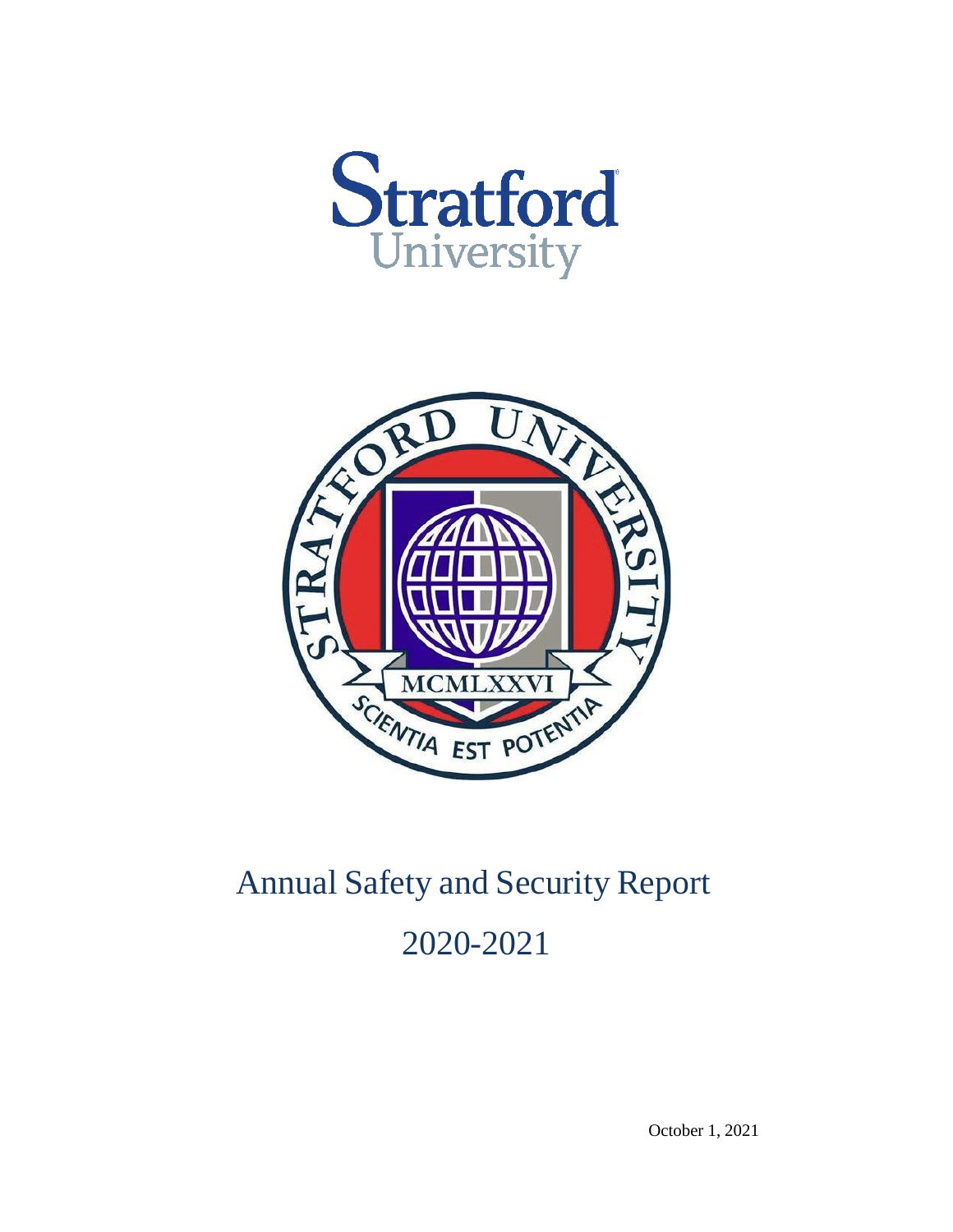# Stratford University

# Annual Safety and Security Report

## 2020-2021

October 1, 2021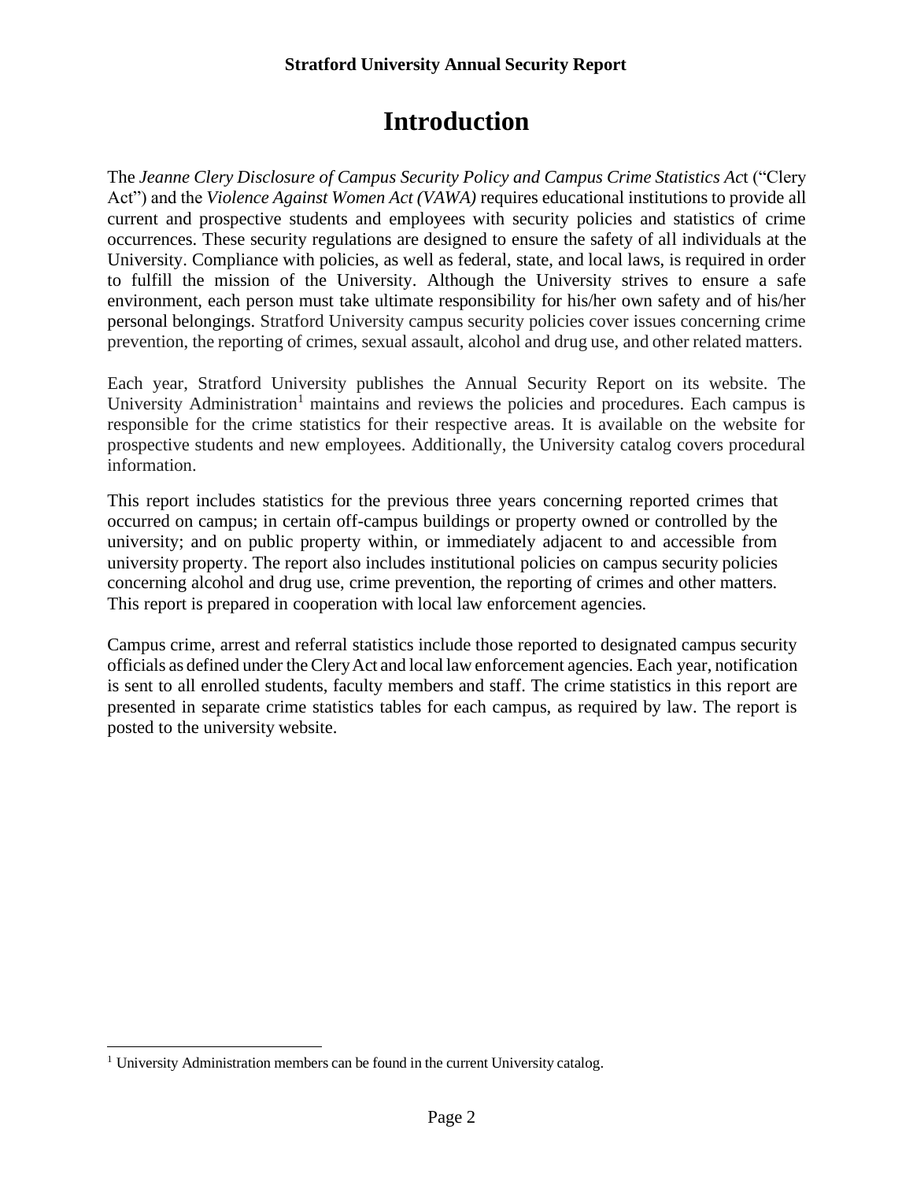# Introduction

The *Jeanne Clery Disclosure of Campus Security Policy and Campus Crime Statistics Act* ("Clery Act") and the *Violence Against Women Act (VAWA)* requires educational institutions to provide all current and prospective students and employees with security policies and statistics of crime occurrences. These security regulations are designed to ensure the safety of all individuals at the University. Compliance with policies, as well as federal, state, and local laws, is required in order to fulfill the mission of the University. Although the University strives to ensure a safe environment, each person must take ultimate responsibility for his/her own safety and of his/her personal belongings. Stratford University campus security policies cover issues concerning crime prevention, the reporting of crimes, sexual assault, alcohol and drug use, and other related matters.

Each year, Stratford University publishes the Annual Security Report on its website. The University Administration[1] maintains and reviews the policies and procedures. Each campus is responsible for the crime statistics for their respective areas. It is available on the website for prospective students and new employees. Additionally, the University catalog covers procedural information.

This report includes statistics for the previous three years concerning reported crimes that occurred on campus; in certain off-campus buildings or property owned or controlled by the university; and on public property within, or immediately adjacent to and accessible from university property. The report also includes institutional policies on campus security policies concerning alcohol and drug use, crime prevention, the reporting of crimes and other matters. This report is prepared in cooperation with local law enforcement agencies.

Campus crime, arrest and referral statistics include those reported to designated campus security officials as defined under the Clery Act and local law enforcement agencies. Each year, notification is sent to all enrolled students, faculty members and staff. The crime statistics in this report are presented in separate crime statistics tables for each campus, as required by law. The report is posted to the university website.

---

[1] University Administration members can be found in the current University catalog.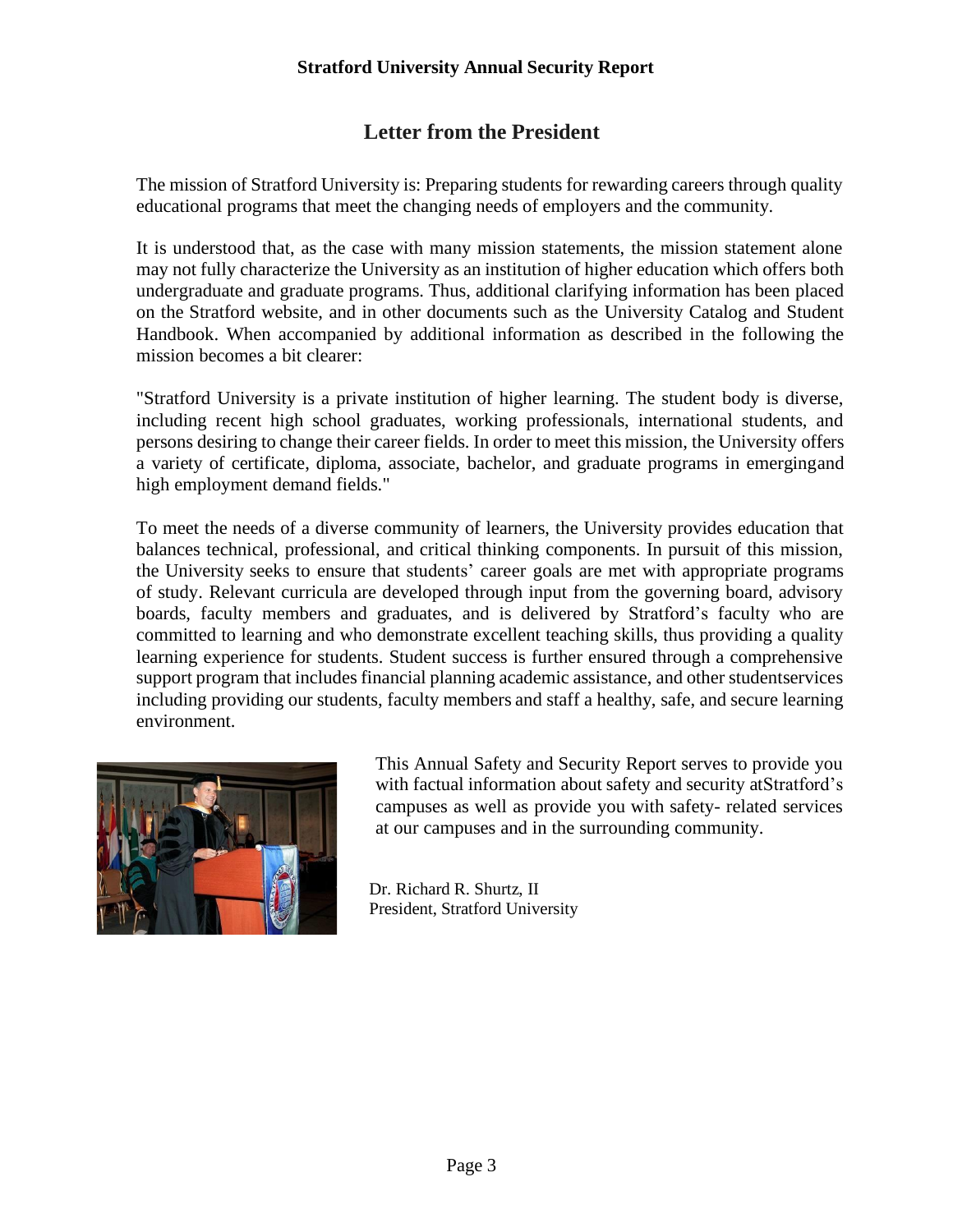# Letter from the President

The mission of Stratford University is: Preparing students for rewarding careers through quality educational programs that meet the changing needs of employers and the community.

It is understood that, as the case with many mission statements, the mission statement alone may not fully characterize the University as an institution of higher education which offers both undergraduate and graduate programs. Thus, additional clarifying information has been placed on the Stratford website, and in other documents such as the University Catalog and Student Handbook. When accompanied by additional information as described in the following the mission becomes a bit clearer:

"Stratford University is a private institution of higher learning. The student body is diverse, including recent high school graduates, working professionals, international students, and persons desiring to change their career fields. In order to meet this mission, the University offers a variety of certificate, diploma, associate, bachelor, and graduate programs in emergingand high employment demand fields."

To meet the needs of a diverse community of learners, the University provides education that balances technical, professional, and critical thinking components. In pursuit of this mission, the University seeks to ensure that students' career goals are met with appropriate programs of study. Relevant curricula are developed through input from the governing board, advisory boards, faculty members and graduates, and is delivered by Stratford's faculty who are committed to learning and who demonstrate excellent teaching skills, thus providing a quality learning experience for students. Student success is further ensured through a comprehensive support program that includes financial planning academic assistance, and other studentservices including providing our students, faculty members and staff a healthy, safe, and secure learning environment.

This Annual Safety and Security Report serves to provide you with factual information about safety and security atStratford's campuses as well as provide you with safety- related services at our campuses and in the surrounding community.

Dr. Richard R. Shurtz, II
President, Stratford University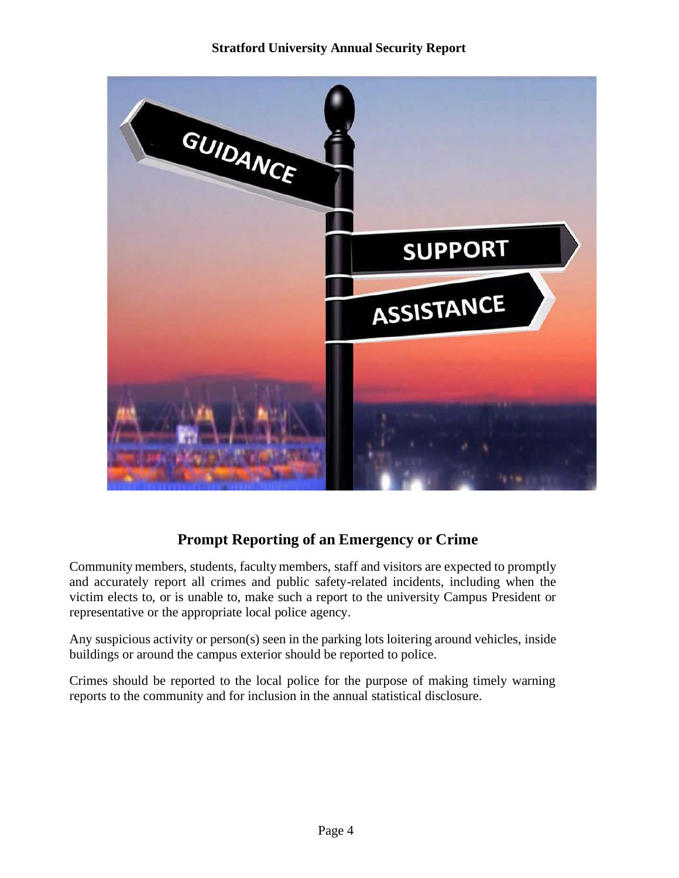## Prompt Reporting of an Emergency or Crime

Community members, students, faculty members, staff and visitors are expected to promptly and accurately report all crimes and public safety-related incidents, including when the victim elects to, or is unable to, make such a report to the university Campus President or representative or the appropriate local police agency.

Any suspicious activity or person(s) seen in the parking lots loitering around vehicles, inside buildings or around the campus exterior should be reported to police.

Crimes should be reported to the local police for the purpose of making timely warning reports to the community and for inclusion in the annual statistical disclosure.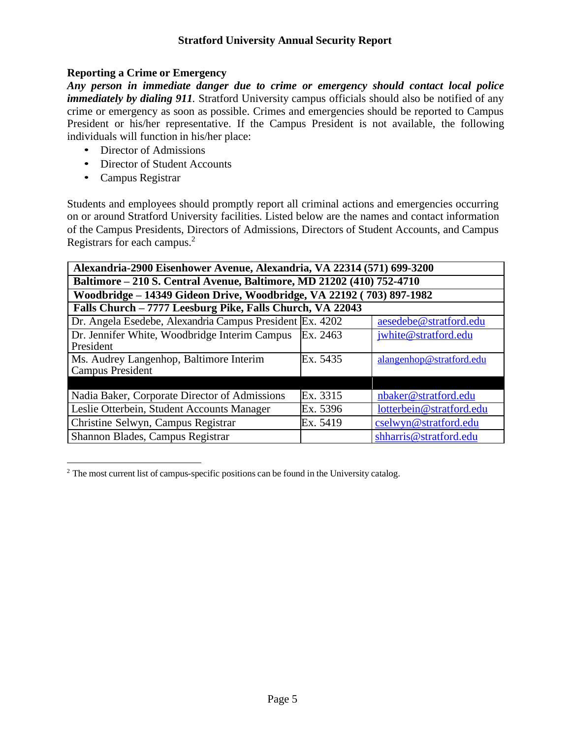## Reporting a Crime or Emergency

***Any person in immediate danger due to crime or emergency should contact local police immediately by dialing 911.*** Stratford University campus officials should also be notified of any crime or emergency as soon as possible. Crimes and emergencies should be reported to Campus President or his/her representative. If the Campus President is not available, the following individuals will function in his/her place:

- Director of Admissions
- Director of Student Accounts
- Campus Registrar

Students and employees should promptly report all criminal actions and emergencies occurring on or around Stratford University facilities. Listed below are the names and contact information of the Campus Presidents, Directors of Admissions, Directors of Student Accounts, and Campus Registrars for each campus.[2]

| **Alexandria-2900 Eisenhower Avenue, Alexandria, VA 22314 (571) 699-3200** | | |
|---|---|---|
| **Baltimore – 210 S. Central Avenue, Baltimore, MD 21202 (410) 752-4710** | | |
| **Woodbridge – 14349 Gideon Drive, Woodbridge, VA 22192 ( 703) 897-1982** | | |
| **Falls Church – 7777 Leesburg Pike, Falls Church, VA 22043** | | |
| Dr. Angela Esedebe, Alexandria Campus President | Ex. 4202 | aesedebe@stratford.edu |
| Dr. Jennifer White, Woodbridge Interim Campus President | Ex. 2463 | jwhite@stratford.edu |
| Ms. Audrey Langenhop, Baltimore Interim Campus President | Ex. 5435 | alangenhop@stratford.edu |
| | | |
| Nadia Baker, Corporate Director of Admissions | Ex. 3315 | nbaker@stratford.edu |
| Leslie Otterbein, Student Accounts Manager | Ex. 5396 | lotterbein@stratford.edu |
| Christine Selwyn, Campus Registrar | Ex. 5419 | cselwyn@stratford.edu |
| Shannon Blades, Campus Registrar | | shharris@stratford.edu |

[2] The most current list of campus-specific positions can be found in the University catalog.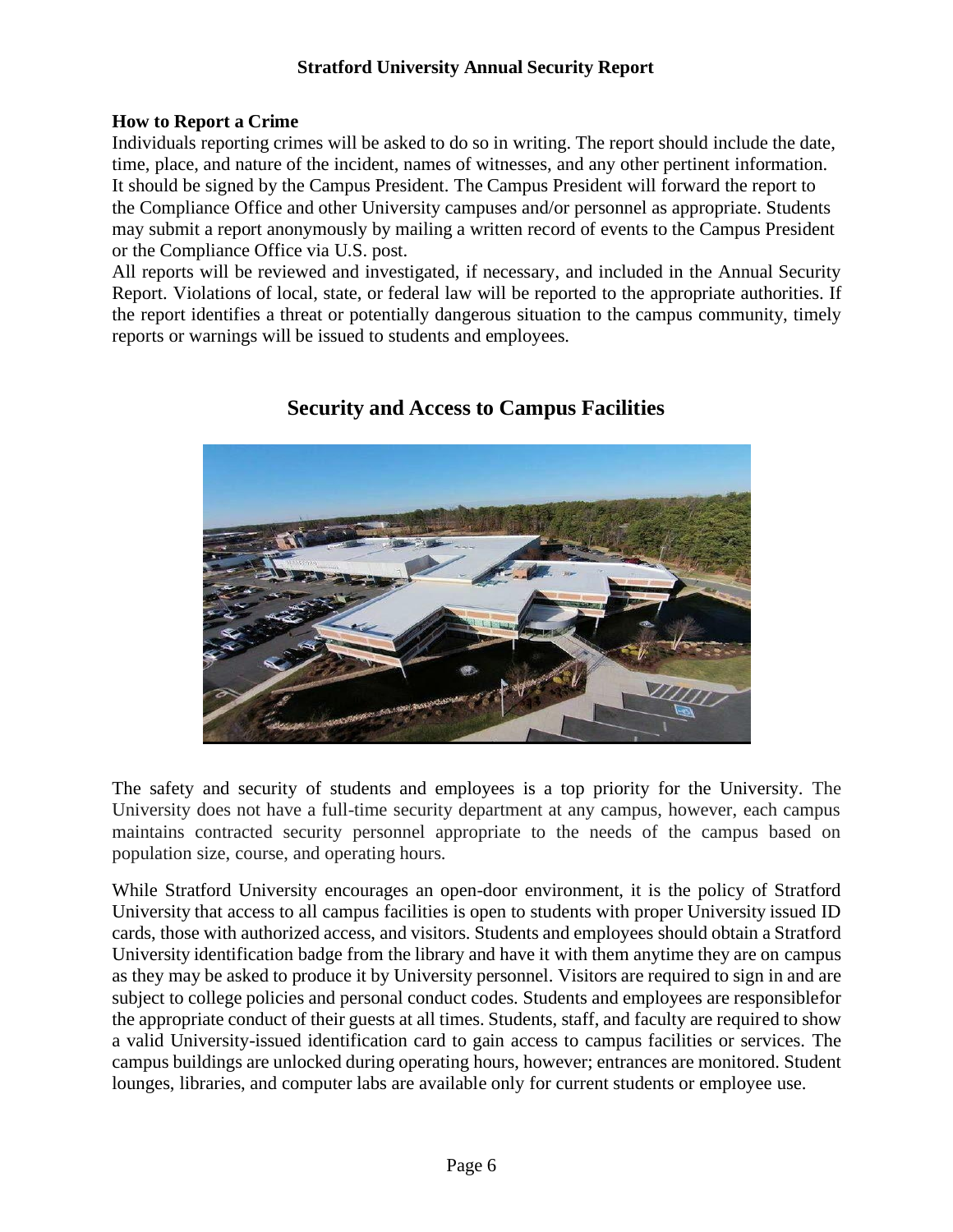### How to Report a Crime

Individuals reporting crimes will be asked to do so in writing. The report should include the date, time, place, and nature of the incident, names of witnesses, and any other pertinent information. It should be signed by the Campus President. The Campus President will forward the report to the Compliance Office and other University campuses and/or personnel as appropriate. Students may submit a report anonymously by mailing a written record of events to the Campus President or the Compliance Office via U.S. post.

All reports will be reviewed and investigated, if necessary, and included in the Annual Security Report. Violations of local, state, or federal law will be reported to the appropriate authorities. If the report identifies a threat or potentially dangerous situation to the campus community, timely reports or warnings will be issued to students and employees.

## Security and Access to Campus Facilities

The safety and security of students and employees is a top priority for the University. The University does not have a full-time security department at any campus, however, each campus maintains contracted security personnel appropriate to the needs of the campus based on population size, course, and operating hours.

While Stratford University encourages an open-door environment, it is the policy of Stratford University that access to all campus facilities is open to students with proper University issued ID cards, those with authorized access, and visitors. Students and employees should obtain a Stratford University identification badge from the library and have it with them anytime they are on campus as they may be asked to produce it by University personnel. Visitors are required to sign in and are subject to college policies and personal conduct codes. Students and employees are responsiblefor the appropriate conduct of their guests at all times. Students, staff, and faculty are required to show a valid University-issued identification card to gain access to campus facilities or services. The campus buildings are unlocked during operating hours, however; entrances are monitored. Student lounges, libraries, and computer labs are available only for current students or employee use.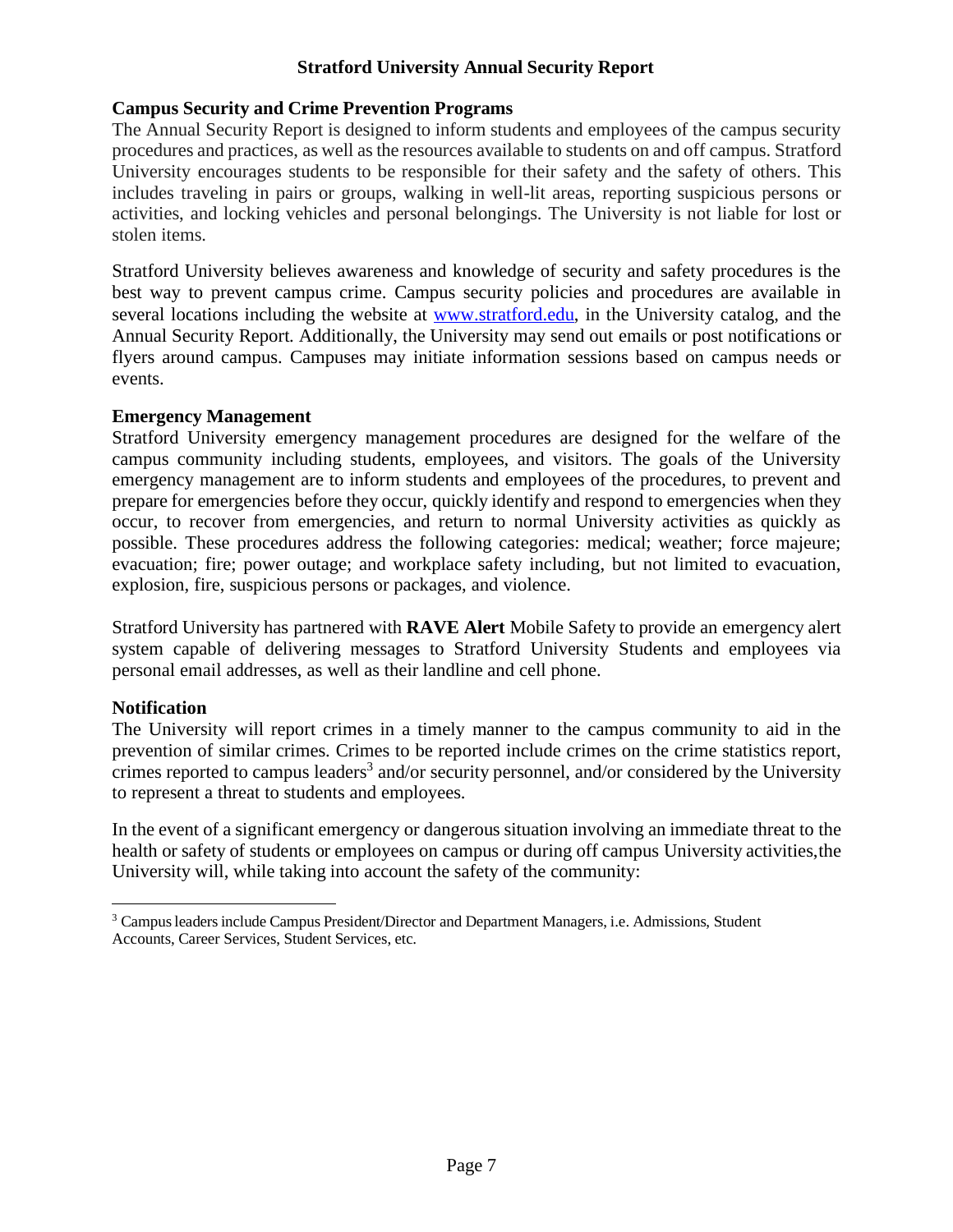## Campus Security and Crime Prevention Programs

The Annual Security Report is designed to inform students and employees of the campus security procedures and practices, as well as the resources available to students on and off campus. Stratford University encourages students to be responsible for their safety and the safety of others. This includes traveling in pairs or groups, walking in well-lit areas, reporting suspicious persons or activities, and locking vehicles and personal belongings. The University is not liable for lost or stolen items.

Stratford University believes awareness and knowledge of security and safety procedures is the best way to prevent campus crime. Campus security policies and procedures are available in several locations including the website at [www.stratford.edu](http://www.stratford.edu), in the University catalog, and the Annual Security Report. Additionally, the University may send out emails or post notifications or flyers around campus. Campuses may initiate information sessions based on campus needs or events.

## Emergency Management

Stratford University emergency management procedures are designed for the welfare of the campus community including students, employees, and visitors. The goals of the University emergency management are to inform students and employees of the procedures, to prevent and prepare for emergencies before they occur, quickly identify and respond to emergencies when they occur, to recover from emergencies, and return to normal University activities as quickly as possible. These procedures address the following categories: medical; weather; force majeure; evacuation; fire; power outage; and workplace safety including, but not limited to evacuation, explosion, fire, suspicious persons or packages, and violence.

Stratford University has partnered with **RAVE Alert** Mobile Safety to provide an emergency alert system capable of delivering messages to Stratford University Students and employees via personal email addresses, as well as their landline and cell phone.

## Notification

The University will report crimes in a timely manner to the campus community to aid in the prevention of similar crimes. Crimes to be reported include crimes on the crime statistics report, crimes reported to campus leaders[3] and/or security personnel, and/or considered by the University to represent a threat to students and employees.

In the event of a significant emergency or dangerous situation involving an immediate threat to the health or safety of students or employees on campus or during off campus University activities,the University will, while taking into account the safety of the community:

---

[3] Campus leaders include Campus President/Director and Department Managers, i.e. Admissions, Student Accounts, Career Services, Student Services, etc.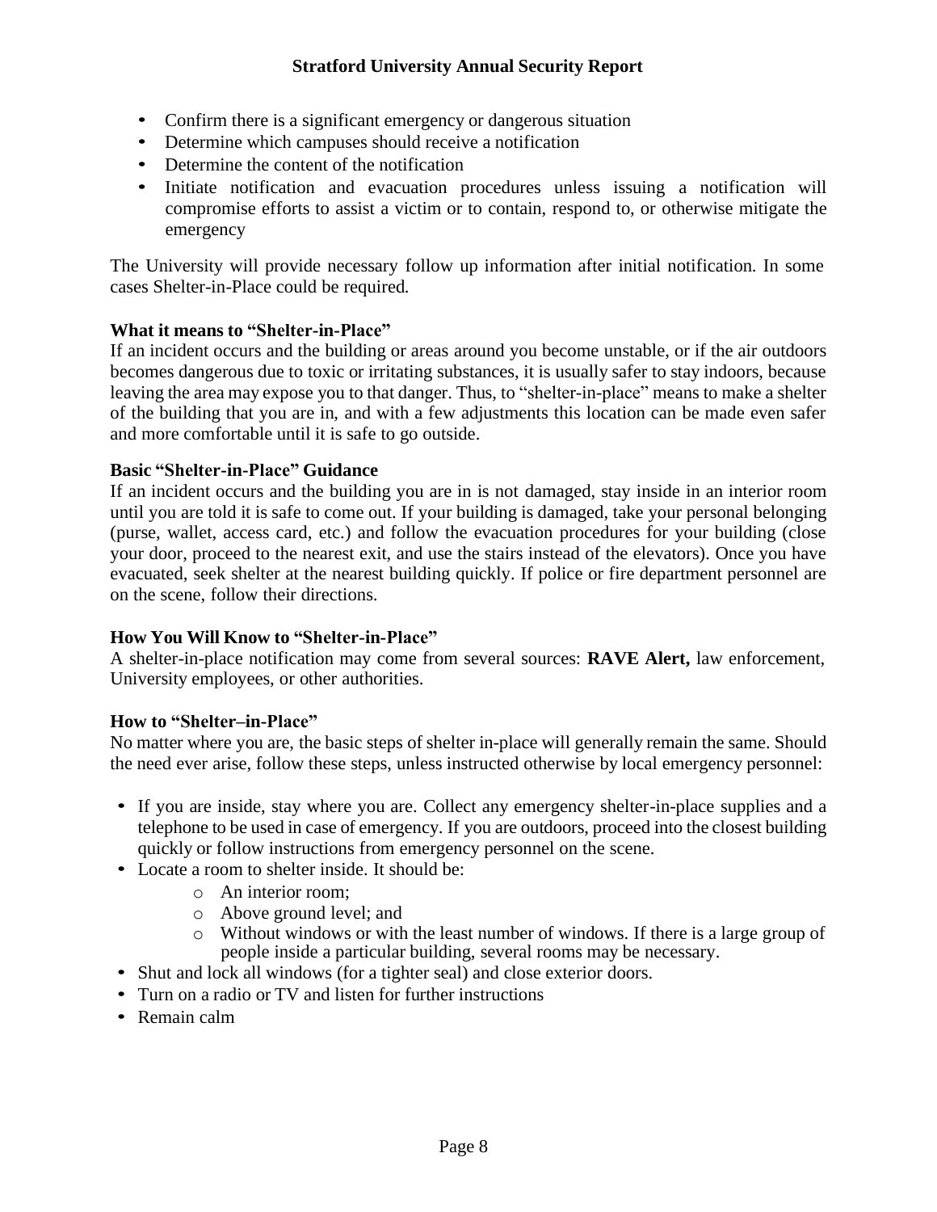- Confirm there is a significant emergency or dangerous situation
- Determine which campuses should receive a notification
- Determine the content of the notification
- Initiate notification and evacuation procedures unless issuing a notification will compromise efforts to assist a victim or to contain, respond to, or otherwise mitigate the emergency

The University will provide necessary follow up information after initial notification. In some cases Shelter-in-Place could be required.

**What it means to "Shelter-in-Place"**
If an incident occurs and the building or areas around you become unstable, or if the air outdoors becomes dangerous due to toxic or irritating substances, it is usually safer to stay indoors, because leaving the area may expose you to that danger. Thus, to "shelter-in-place" means to make a shelter of the building that you are in, and with a few adjustments this location can be made even safer and more comfortable until it is safe to go outside.

**Basic "Shelter-in-Place" Guidance**
If an incident occurs and the building you are in is not damaged, stay inside in an interior room until you are told it is safe to come out. If your building is damaged, take your personal belonging (purse, wallet, access card, etc.) and follow the evacuation procedures for your building (close your door, proceed to the nearest exit, and use the stairs instead of the elevators). Once you have evacuated, seek shelter at the nearest building quickly. If police or fire department personnel are on the scene, follow their directions.

**How You Will Know to "Shelter-in-Place"**
A shelter-in-place notification may come from several sources: **RAVE Alert,** law enforcement, University employees, or other authorities.

**How to "Shelter–in-Place"**
No matter where you are, the basic steps of shelter in-place will generally remain the same. Should the need ever arise, follow these steps, unless instructed otherwise by local emergency personnel:

- If you are inside, stay where you are. Collect any emergency shelter-in-place supplies and a telephone to be used in case of emergency. If you are outdoors, proceed into the closest building quickly or follow instructions from emergency personnel on the scene.
- Locate a room to shelter inside. It should be:
  - An interior room;
  - Above ground level; and
  - Without windows or with the least number of windows. If there is a large group of people inside a particular building, several rooms may be necessary.
- Shut and lock all windows (for a tighter seal) and close exterior doors.
- Turn on a radio or TV and listen for further instructions
- Remain calm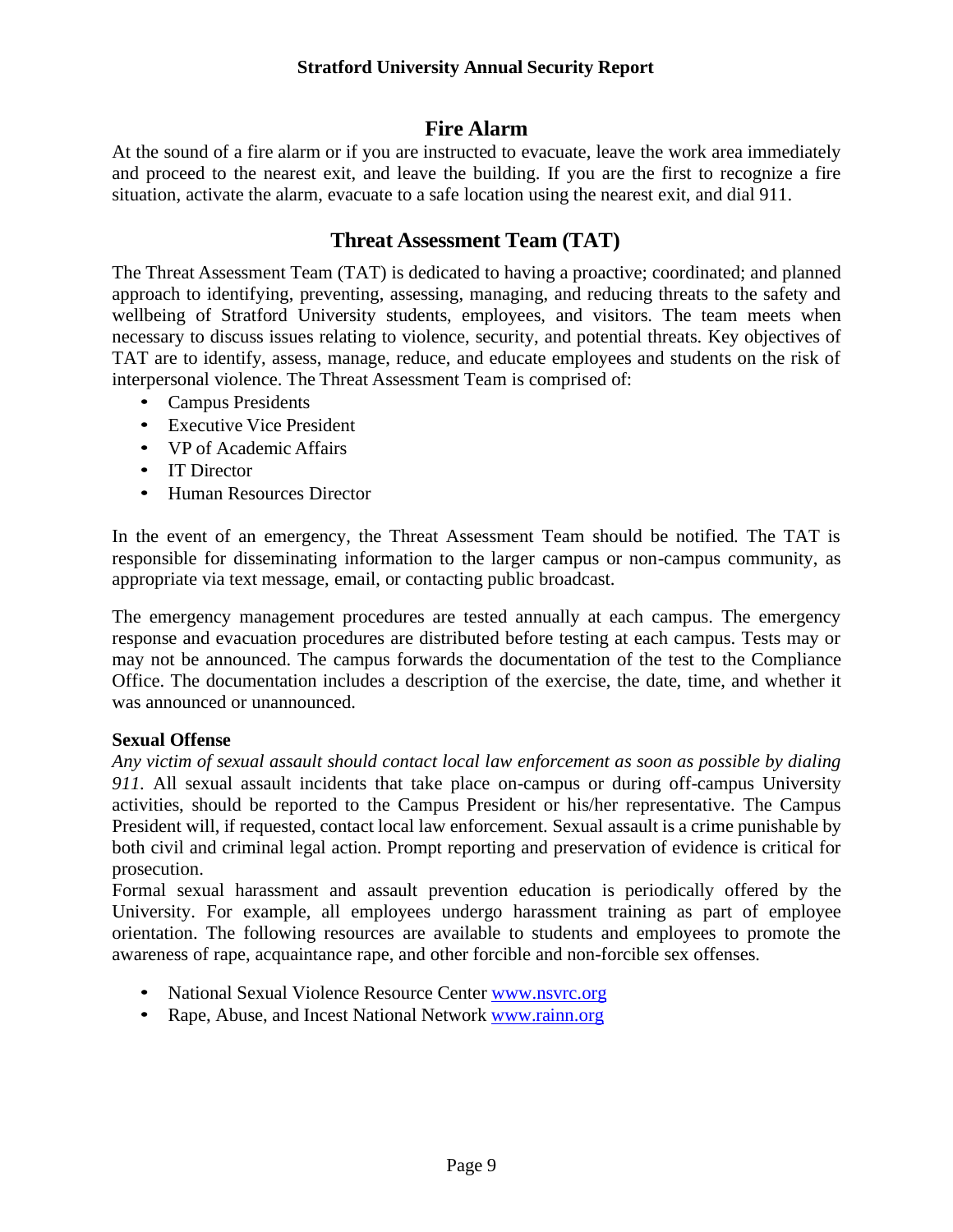## Fire Alarm

At the sound of a fire alarm or if you are instructed to evacuate, leave the work area immediately and proceed to the nearest exit, and leave the building. If you are the first to recognize a fire situation, activate the alarm, evacuate to a safe location using the nearest exit, and dial 911.

## Threat Assessment Team (TAT)

The Threat Assessment Team (TAT) is dedicated to having a proactive; coordinated; and planned approach to identifying, preventing, assessing, managing, and reducing threats to the safety and wellbeing of Stratford University students, employees, and visitors. The team meets when necessary to discuss issues relating to violence, security, and potential threats. Key objectives of TAT are to identify, assess, manage, reduce, and educate employees and students on the risk of interpersonal violence. The Threat Assessment Team is comprised of:

- Campus Presidents
- Executive Vice President
- VP of Academic Affairs
- IT Director
- Human Resources Director

In the event of an emergency, the Threat Assessment Team should be notified. The TAT is responsible for disseminating information to the larger campus or non-campus community, as appropriate via text message, email, or contacting public broadcast.

The emergency management procedures are tested annually at each campus. The emergency response and evacuation procedures are distributed before testing at each campus. Tests may or may not be announced. The campus forwards the documentation of the test to the Compliance Office. The documentation includes a description of the exercise, the date, time, and whether it was announced or unannounced.

### Sexual Offense

*Any victim of sexual assault should contact local law enforcement as soon as possible by dialing 911.* All sexual assault incidents that take place on-campus or during off-campus University activities, should be reported to the Campus President or his/her representative. The Campus President will, if requested, contact local law enforcement. Sexual assault is a crime punishable by both civil and criminal legal action. Prompt reporting and preservation of evidence is critical for prosecution.

Formal sexual harassment and assault prevention education is periodically offered by the University. For example, all employees undergo harassment training as part of employee orientation. The following resources are available to students and employees to promote the awareness of rape, acquaintance rape, and other forcible and non-forcible sex offenses.

- National Sexual Violence Resource Center [www.nsvrc.org](http://www.nsvrc.org)
- Rape, Abuse, and Incest National Network [www.rainn.org](http://www.rainn.org)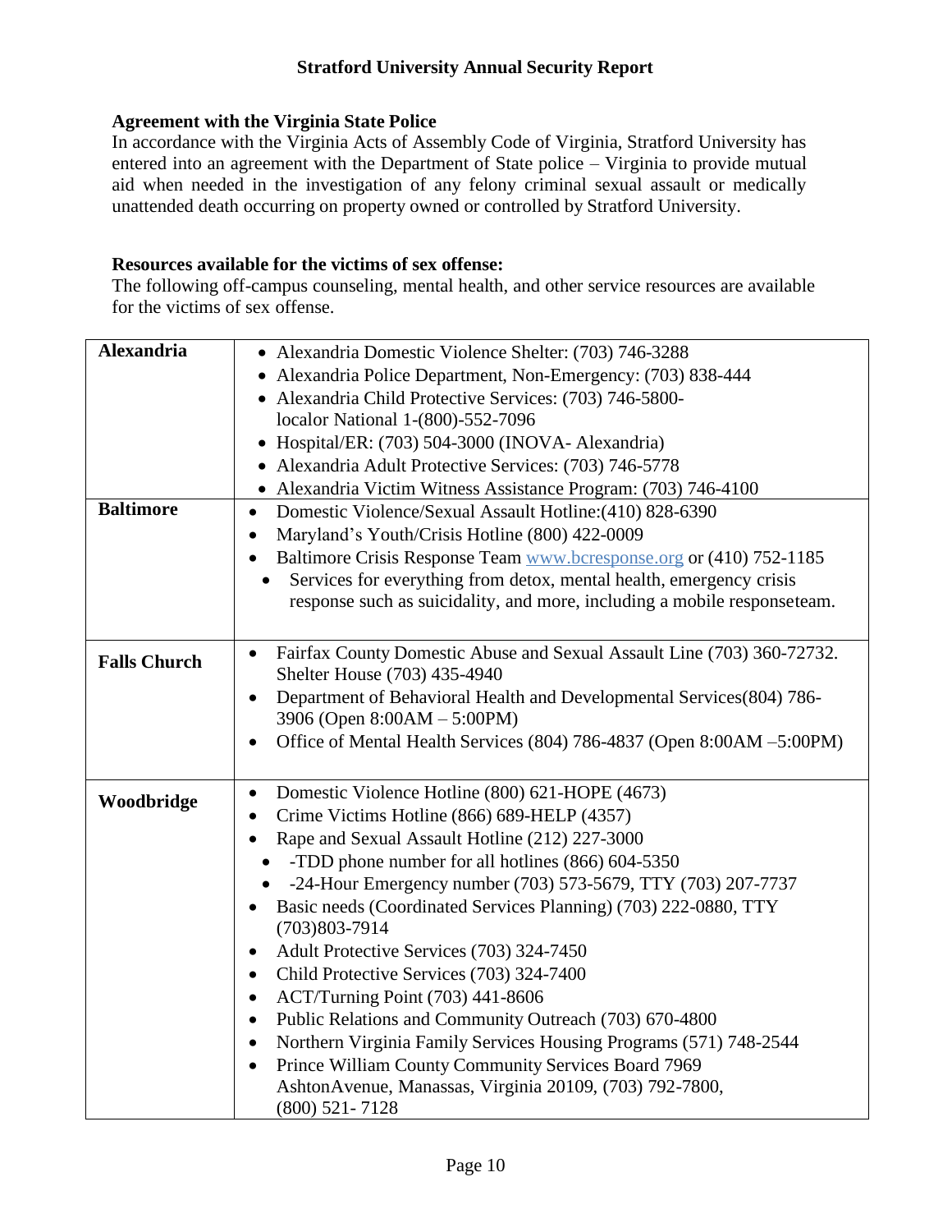**Agreement with the Virginia State Police**

In accordance with the Virginia Acts of Assembly Code of Virginia, Stratford University has entered into an agreement with the Department of State police – Virginia to provide mutual aid when needed in the investigation of any felony criminal sexual assault or medically unattended death occurring on property owned or controlled by Stratford University.

**Resources available for the victims of sex offense:**

The following off-campus counseling, mental health, and other service resources are available for the victims of sex offense.

| | |
|---|---|
| **Alexandria** | • Alexandria Domestic Violence Shelter: (703) 746-3288<br>• Alexandria Police Department, Non-Emergency: (703) 838-444<br>• Alexandria Child Protective Services: (703) 746-5800-localor National 1-(800)-552-7096<br>• Hospital/ER: (703) 504-3000 (INOVA- Alexandria)<br>• Alexandria Adult Protective Services: (703) 746-5778<br>• Alexandria Victim Witness Assistance Program: (703) 746-4100 |
| **Baltimore** | • Domestic Violence/Sexual Assault Hotline:(410) 828-6390<br>• Maryland's Youth/Crisis Hotline (800) 422-0009<br>• Baltimore Crisis Response Team www.bcresponse.org or (410) 752-1185<br>• Services for everything from detox, mental health, emergency crisis response such as suicidality, and more, including a mobile responseteam. |
| **Falls Church** | • Fairfax County Domestic Abuse and Sexual Assault Line (703) 360-72732. Shelter House (703) 435-4940<br>• Department of Behavioral Health and Developmental Services(804) 786-3906 (Open 8:00AM – 5:00PM)<br>• Office of Mental Health Services (804) 786-4837 (Open 8:00AM –5:00PM) |
| **Woodbridge** | • Domestic Violence Hotline (800) 621-HOPE (4673)<br>• Crime Victims Hotline (866) 689-HELP (4357)<br>• Rape and Sexual Assault Hotline (212) 227-3000<br>• -TDD phone number for all hotlines (866) 604-5350<br>• -24-Hour Emergency number (703) 573-5679, TTY (703) 207-7737<br>• Basic needs (Coordinated Services Planning) (703) 222-0880, TTY (703)803-7914<br>• Adult Protective Services (703) 324-7450<br>• Child Protective Services (703) 324-7400<br>• ACT/Turning Point (703) 441-8606<br>• Public Relations and Community Outreach (703) 670-4800<br>• Northern Virginia Family Services Housing Programs (571) 748-2544<br>• Prince William County Community Services Board 7969 AshtonAvenue, Manassas, Virginia 20109, (703) 792-7800, (800) 521- 7128 |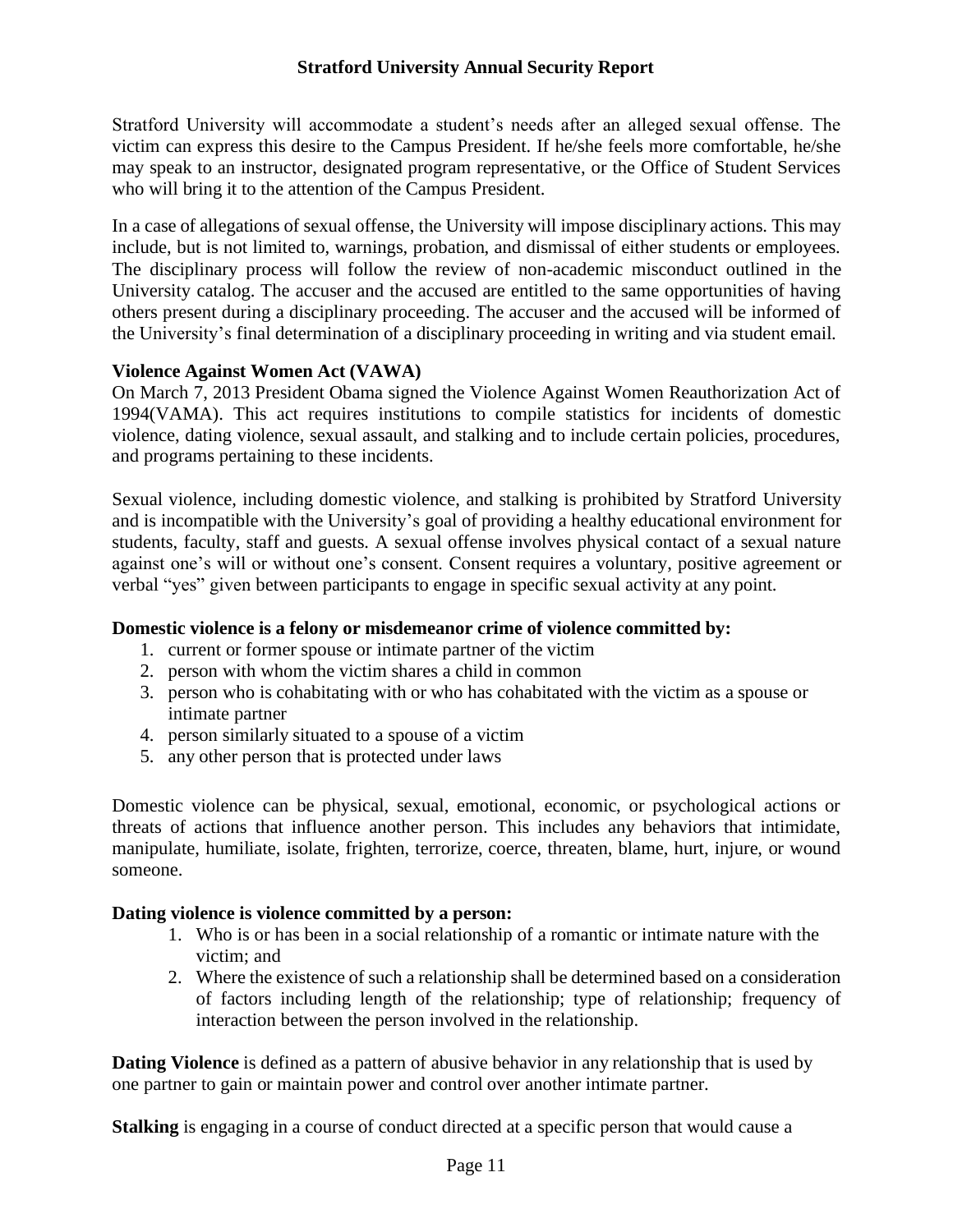Stratford University will accommodate a student's needs after an alleged sexual offense. The victim can express this desire to the Campus President. If he/she feels more comfortable, he/she may speak to an instructor, designated program representative, or the Office of Student Services who will bring it to the attention of the Campus President.

In a case of allegations of sexual offense, the University will impose disciplinary actions. This may include, but is not limited to, warnings, probation, and dismissal of either students or employees. The disciplinary process will follow the review of non-academic misconduct outlined in the University catalog. The accuser and the accused are entitled to the same opportunities of having others present during a disciplinary proceeding. The accuser and the accused will be informed of the University's final determination of a disciplinary proceeding in writing and via student email.

**Violence Against Women Act (VAWA)**

On March 7, 2013 President Obama signed the Violence Against Women Reauthorization Act of 1994(VAMA). This act requires institutions to compile statistics for incidents of domestic violence, dating violence, sexual assault, and stalking and to include certain policies, procedures, and programs pertaining to these incidents.

Sexual violence, including domestic violence, and stalking is prohibited by Stratford University and is incompatible with the University's goal of providing a healthy educational environment for students, faculty, staff and guests. A sexual offense involves physical contact of a sexual nature against one's will or without one's consent. Consent requires a voluntary, positive agreement or verbal "yes" given between participants to engage in specific sexual activity at any point.

**Domestic violence is a felony or misdemeanor crime of violence committed by:**

1. current or former spouse or intimate partner of the victim
2. person with whom the victim shares a child in common
3. person who is cohabitating with or who has cohabitated with the victim as a spouse or intimate partner
4. person similarly situated to a spouse of a victim
5. any other person that is protected under laws

Domestic violence can be physical, sexual, emotional, economic, or psychological actions or threats of actions that influence another person. This includes any behaviors that intimidate, manipulate, humiliate, isolate, frighten, terrorize, coerce, threaten, blame, hurt, injure, or wound someone.

**Dating violence is violence committed by a person:**

1. Who is or has been in a social relationship of a romantic or intimate nature with the victim; and
2. Where the existence of such a relationship shall be determined based on a consideration of factors including length of the relationship; type of relationship; frequency of interaction between the person involved in the relationship.

**Dating Violence** is defined as a pattern of abusive behavior in any relationship that is used by one partner to gain or maintain power and control over another intimate partner.

**Stalking** is engaging in a course of conduct directed at a specific person that would cause a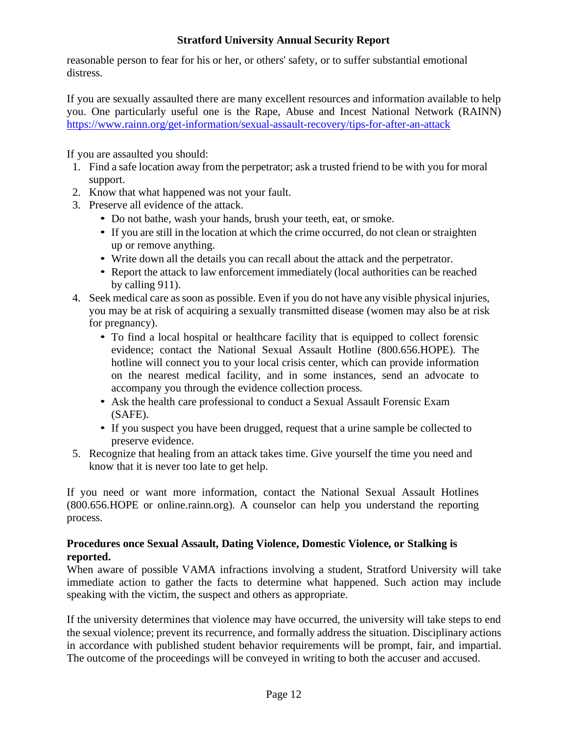reasonable person to fear for his or her, or others' safety, or to suffer substantial emotional distress.

If you are sexually assaulted there are many excellent resources and information available to help you. One particularly useful one is the Rape, Abuse and Incest National Network (RAINN) https://www.rainn.org/get-information/sexual-assault-recovery/tips-for-after-an-attack

If you are assaulted you should:

1. Find a safe location away from the perpetrator; ask a trusted friend to be with you for moral support.
2. Know that what happened was not your fault.
3. Preserve all evidence of the attack.
   - Do not bathe, wash your hands, brush your teeth, eat, or smoke.
   - If you are still in the location at which the crime occurred, do not clean or straighten up or remove anything.
   - Write down all the details you can recall about the attack and the perpetrator.
   - Report the attack to law enforcement immediately (local authorities can be reached by calling 911).
4. Seek medical care as soon as possible. Even if you do not have any visible physical injuries, you may be at risk of acquiring a sexually transmitted disease (women may also be at risk for pregnancy).
   - To find a local hospital or healthcare facility that is equipped to collect forensic evidence; contact the National Sexual Assault Hotline (800.656.HOPE). The hotline will connect you to your local crisis center, which can provide information on the nearest medical facility, and in some instances, send an advocate to accompany you through the evidence collection process.
   - Ask the health care professional to conduct a Sexual Assault Forensic Exam (SAFE).
   - If you suspect you have been drugged, request that a urine sample be collected to preserve evidence.
5. Recognize that healing from an attack takes time. Give yourself the time you need and know that it is never too late to get help.

If you need or want more information, contact the National Sexual Assault Hotlines (800.656.HOPE or online.rainn.org). A counselor can help you understand the reporting process.

**Procedures once Sexual Assault, Dating Violence, Domestic Violence, or Stalking is reported.**

When aware of possible VAMA infractions involving a student, Stratford University will take immediate action to gather the facts to determine what happened. Such action may include speaking with the victim, the suspect and others as appropriate.

If the university determines that violence may have occurred, the university will take steps to end the sexual violence; prevent its recurrence, and formally address the situation. Disciplinary actions in accordance with published student behavior requirements will be prompt, fair, and impartial. The outcome of the proceedings will be conveyed in writing to both the accuser and accused.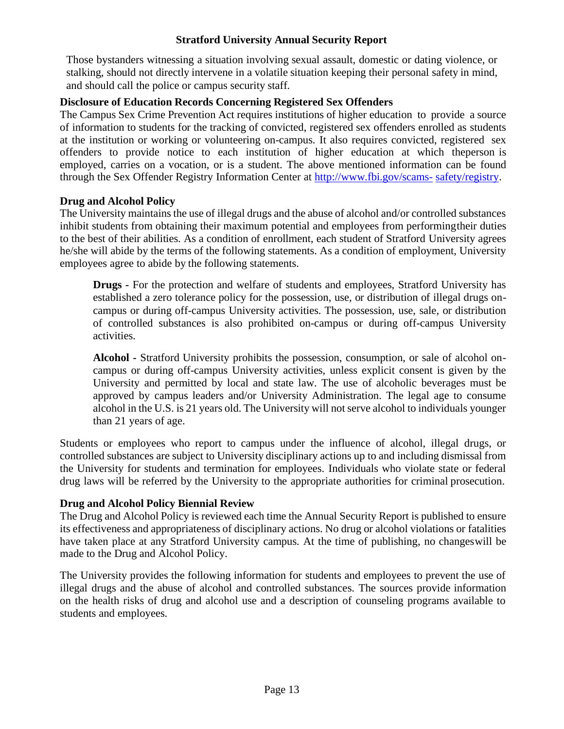Those bystanders witnessing a situation involving sexual assault, domestic or dating violence, or stalking, should not directly intervene in a volatile situation keeping their personal safety in mind, and should call the police or campus security staff.

**Disclosure of Education Records Concerning Registered Sex Offenders**

The Campus Sex Crime Prevention Act requires institutions of higher education to provide a source of information to students for the tracking of convicted, registered sex offenders enrolled as students at the institution or working or volunteering on-campus. It also requires convicted, registered sex offenders to provide notice to each institution of higher education at which theperson is employed, carries on a vocation, or is a student. The above mentioned information can be found through the Sex Offender Registry Information Center at http://www.fbi.gov/scams- safety/registry.

**Drug and Alcohol Policy**

The University maintains the use of illegal drugs and the abuse of alcohol and/or controlled substances inhibit students from obtaining their maximum potential and employees from performingtheir duties to the best of their abilities. As a condition of enrollment, each student of Stratford University agrees he/she will abide by the terms of the following statements. As a condition of employment, University employees agree to abide by the following statements.

> **Drugs -** For the protection and welfare of students and employees, Stratford University has established a zero tolerance policy for the possession, use, or distribution of illegal drugs on-campus or during off-campus University activities. The possession, use, sale, or distribution of controlled substances is also prohibited on-campus or during off-campus University activities.
>
> **Alcohol -** Stratford University prohibits the possession, consumption, or sale of alcohol on-campus or during off-campus University activities, unless explicit consent is given by the University and permitted by local and state law. The use of alcoholic beverages must be approved by campus leaders and/or University Administration. The legal age to consume alcohol in the U.S. is 21 years old. The University will not serve alcohol to individuals younger than 21 years of age.

Students or employees who report to campus under the influence of alcohol, illegal drugs, or controlled substances are subject to University disciplinary actions up to and including dismissal from the University for students and termination for employees. Individuals who violate state or federal drug laws will be referred by the University to the appropriate authorities for criminal prosecution.

**Drug and Alcohol Policy Biennial Review**

The Drug and Alcohol Policy is reviewed each time the Annual Security Report is published to ensure its effectiveness and appropriateness of disciplinary actions. No drug or alcohol violations or fatalities have taken place at any Stratford University campus. At the time of publishing, no changeswill be made to the Drug and Alcohol Policy.

The University provides the following information for students and employees to prevent the use of illegal drugs and the abuse of alcohol and controlled substances. The sources provide information on the health risks of drug and alcohol use and a description of counseling programs available to students and employees.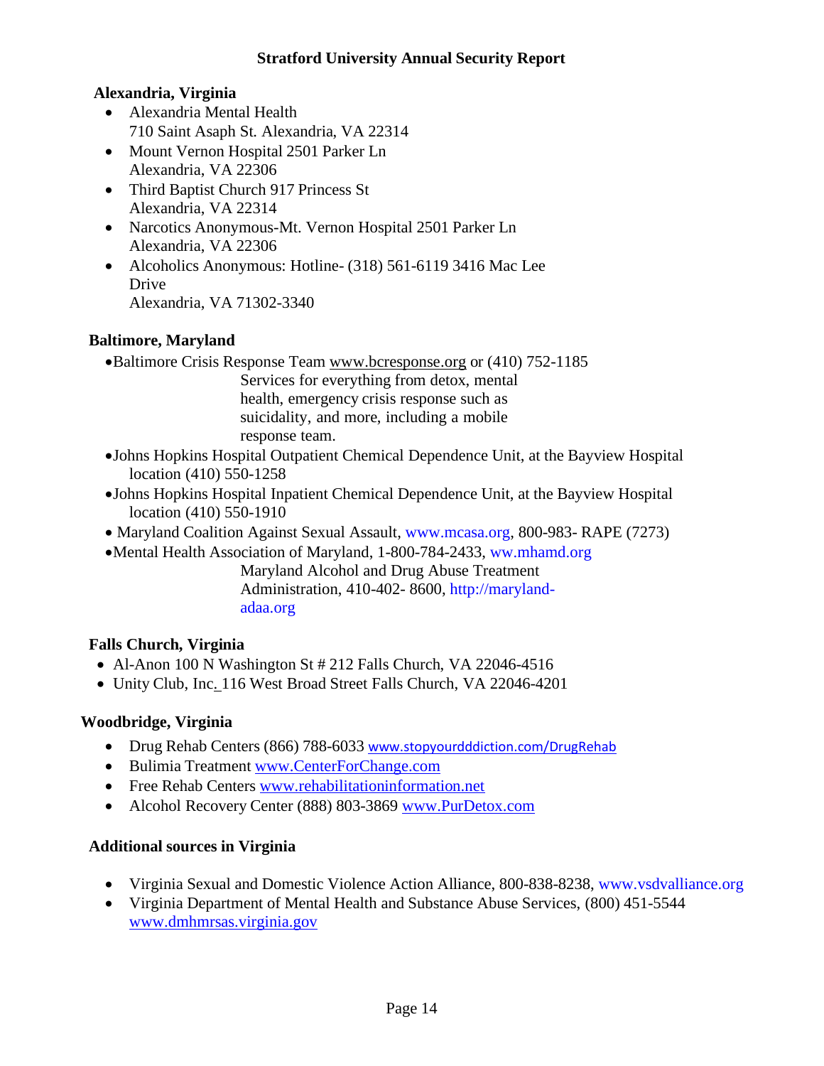**Alexandria, Virginia**

- Alexandria Mental Health
  710 Saint Asaph St. Alexandria, VA 22314
- Mount Vernon Hospital 2501 Parker Ln
  Alexandria, VA 22306
- Third Baptist Church 917 Princess St
  Alexandria, VA 22314
- Narcotics Anonymous-Mt. Vernon Hospital 2501 Parker Ln
  Alexandria, VA 22306
- Alcoholics Anonymous: Hotline- (318) 561-6119 3416 Mac Lee Drive
  Alexandria, VA 71302-3340

**Baltimore, Maryland**

- Baltimore Crisis Response Team www.bcresponse.org or (410) 752-1185
  Services for everything from detox, mental health, emergency crisis response such as suicidality, and more, including a mobile response team.
- Johns Hopkins Hospital Outpatient Chemical Dependence Unit, at the Bayview Hospital location (410) 550-1258
- Johns Hopkins Hospital Inpatient Chemical Dependence Unit, at the Bayview Hospital location (410) 550-1910
- Maryland Coalition Against Sexual Assault, www.mcasa.org, 800-983- RAPE (7273)
- Mental Health Association of Maryland, 1-800-784-2433, ww.mhamd.org
  Maryland Alcohol and Drug Abuse Treatment Administration, 410-402- 8600, http://maryland-adaa.org

**Falls Church, Virginia**

- Al-Anon 100 N Washington St # 212 Falls Church, VA 22046-4516
- Unity Club, Inc. 116 West Broad Street Falls Church, VA 22046-4201

**Woodbridge, Virginia**

- Drug Rehab Centers (866) 788-6033 www.stopyourdddiction.com/DrugRehab
- Bulimia Treatment www.CenterForChange.com
- Free Rehab Centers www.rehabilitationinformation.net
- Alcohol Recovery Center (888) 803-3869 www.PurDetox.com

**Additional sources in Virginia**

- Virginia Sexual and Domestic Violence Action Alliance, 800-838-8238, www.vsdvalliance.org
- Virginia Department of Mental Health and Substance Abuse Services, (800) 451-5544 www.dmhmrsas.virginia.gov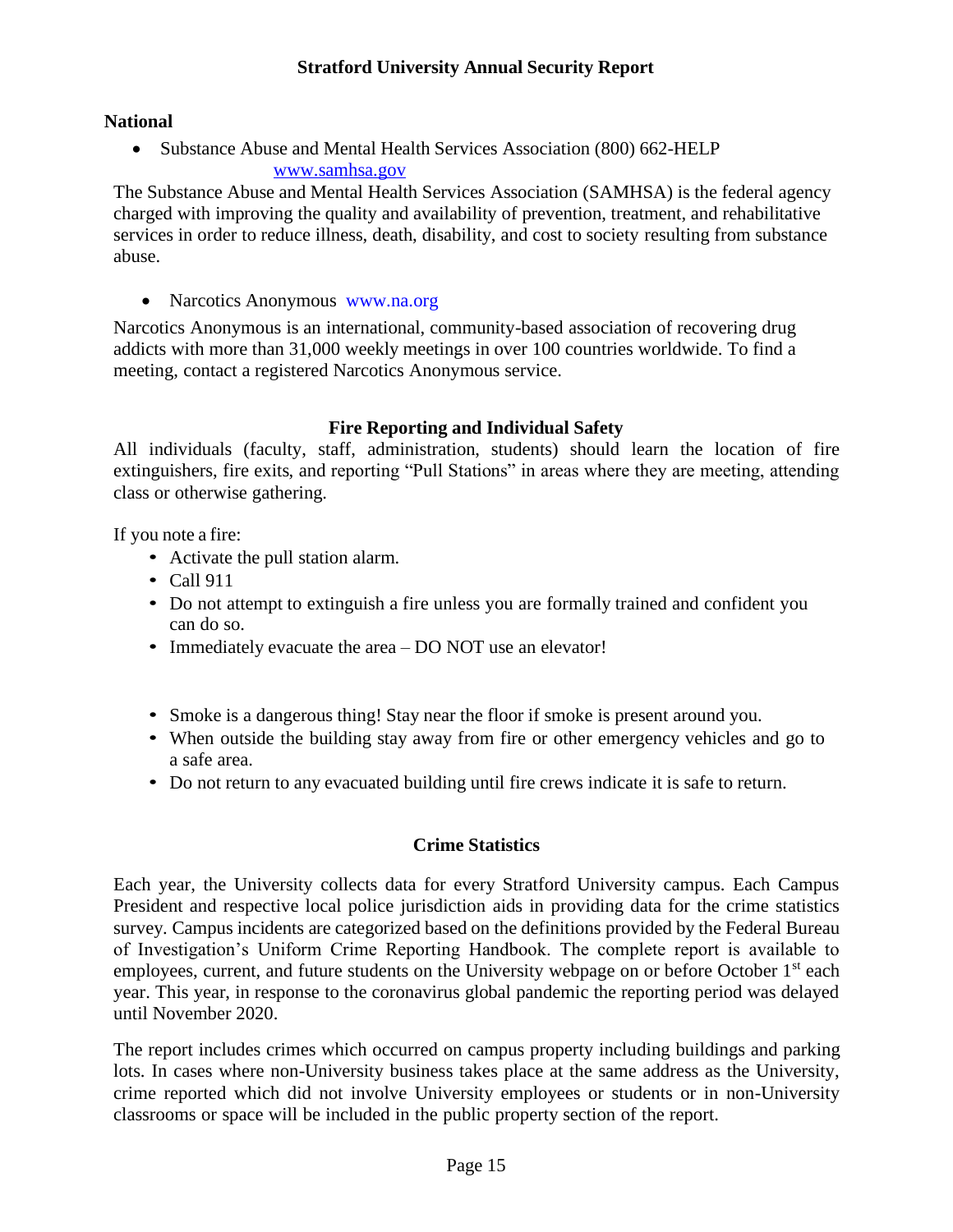**National**

- Substance Abuse and Mental Health Services Association (800) 662-HELP
  www.samhsa.gov

The Substance Abuse and Mental Health Services Association (SAMHSA) is the federal agency charged with improving the quality and availability of prevention, treatment, and rehabilitative services in order to reduce illness, death, disability, and cost to society resulting from substance abuse.

- Narcotics Anonymous www.na.org

Narcotics Anonymous is an international, community-based association of recovering drug addicts with more than 31,000 weekly meetings in over 100 countries worldwide. To find a meeting, contact a registered Narcotics Anonymous service.

## Fire Reporting and Individual Safety

All individuals (faculty, staff, administration, students) should learn the location of fire extinguishers, fire exits, and reporting "Pull Stations" in areas where they are meeting, attending class or otherwise gathering.

If you note a fire:

- Activate the pull station alarm.
- Call 911
- Do not attempt to extinguish a fire unless you are formally trained and confident you can do so.
- Immediately evacuate the area – DO NOT use an elevator!

- Smoke is a dangerous thing! Stay near the floor if smoke is present around you.
- When outside the building stay away from fire or other emergency vehicles and go to a safe area.
- Do not return to any evacuated building until fire crews indicate it is safe to return.

## Crime Statistics

Each year, the University collects data for every Stratford University campus. Each Campus President and respective local police jurisdiction aids in providing data for the crime statistics survey. Campus incidents are categorized based on the definitions provided by the Federal Bureau of Investigation's Uniform Crime Reporting Handbook. The complete report is available to employees, current, and future students on the University webpage on or before October 1st each year. This year, in response to the coronavirus global pandemic the reporting period was delayed until November 2020.

The report includes crimes which occurred on campus property including buildings and parking lots. In cases where non-University business takes place at the same address as the University, crime reported which did not involve University employees or students or in non-University classrooms or space will be included in the public property section of the report.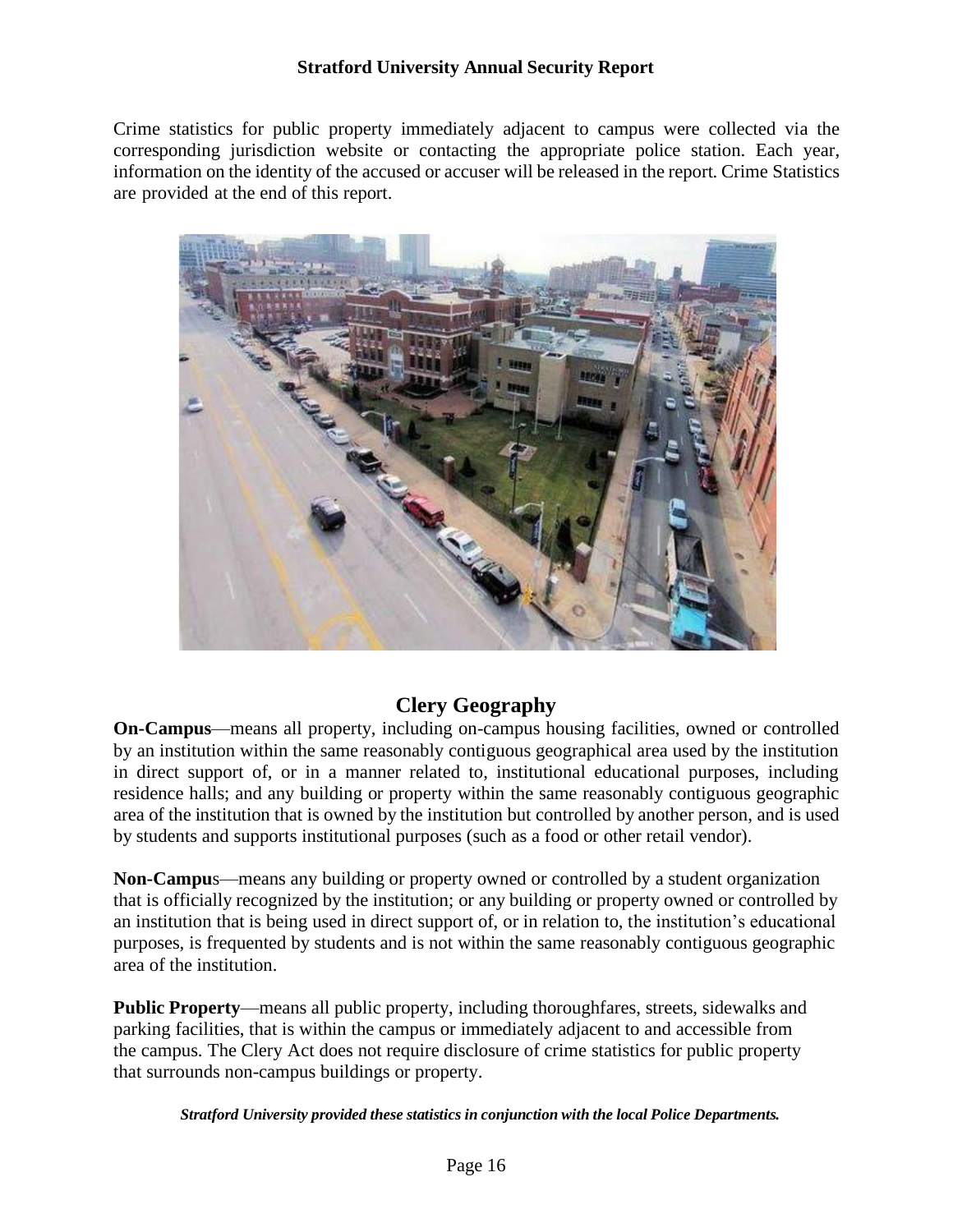Crime statistics for public property immediately adjacent to campus were collected via the corresponding jurisdiction website or contacting the appropriate police station. Each year, information on the identity of the accused or accuser will be released in the report. Crime Statistics are provided at the end of this report.

## Clery Geography

**On-Campus**—means all property, including on-campus housing facilities, owned or controlled by an institution within the same reasonably contiguous geographical area used by the institution in direct support of, or in a manner related to, institutional educational purposes, including residence halls; and any building or property within the same reasonably contiguous geographic area of the institution that is owned by the institution but controlled by another person, and is used by students and supports institutional purposes (such as a food or other retail vendor).

**Non-Campus**—means any building or property owned or controlled by a student organization that is officially recognized by the institution; or any building or property owned or controlled by an institution that is being used in direct support of, or in relation to, the institution's educational purposes, is frequented by students and is not within the same reasonably contiguous geographic area of the institution.

**Public Property**—means all public property, including thoroughfares, streets, sidewalks and parking facilities, that is within the campus or immediately adjacent to and accessible from the campus. The Clery Act does not require disclosure of crime statistics for public property that surrounds non-campus buildings or property.

***Stratford University provided these statistics in conjunction with the local Police Departments.***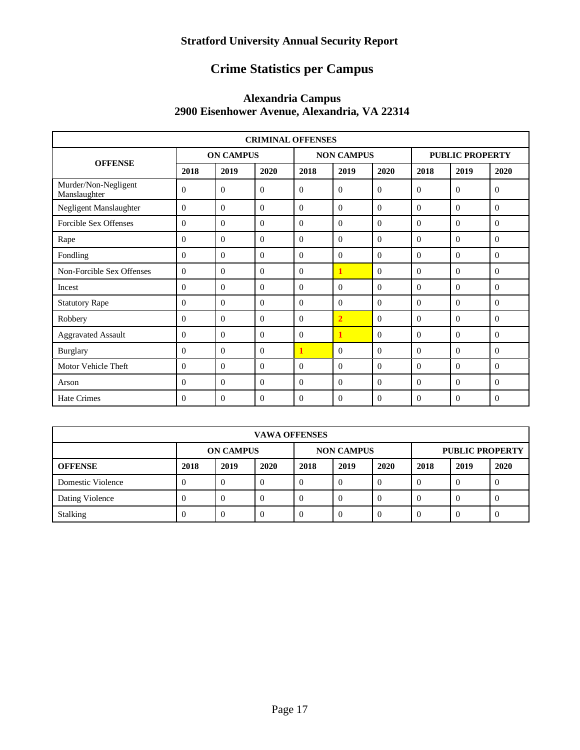# Stratford University Annual Security Report

## Crime Statistics per Campus

### Alexandria Campus
### 2900 Eisenhower Avenue, Alexandria, VA 22314

| CRIMINAL OFFENSES | | | | | | | | | |
|---|---|---|---|---|---|---|---|---|---|
| **OFFENSE** | **ON CAMPUS** | | | **NON CAMPUS** | | | **PUBLIC PROPERTY** | | |
| | **2018** | **2019** | **2020** | **2018** | **2019** | **2020** | **2018** | **2019** | **2020** |
| Murder/Non-Negligent Manslaughter | 0 | 0 | 0 | 0 | 0 | 0 | 0 | 0 | 0 |
| Negligent Manslaughter | 0 | 0 | 0 | 0 | 0 | 0 | 0 | 0 | 0 |
| Forcible Sex Offenses | 0 | 0 | 0 | 0 | 0 | 0 | 0 | 0 | 0 |
| Rape | 0 | 0 | 0 | 0 | 0 | 0 | 0 | 0 | 0 |
| Fondling | 0 | 0 | 0 | 0 | 0 | 0 | 0 | 0 | 0 |
| Non-Forcible Sex Offenses | 0 | 0 | 0 | 0 | **1** | 0 | 0 | 0 | 0 |
| Incest | 0 | 0 | 0 | 0 | 0 | 0 | 0 | 0 | 0 |
| Statutory Rape | 0 | 0 | 0 | 0 | 0 | 0 | 0 | 0 | 0 |
| Robbery | 0 | 0 | 0 | 0 | **2** | 0 | 0 | 0 | 0 |
| Aggravated Assault | 0 | 0 | 0 | 0 | **1** | 0 | 0 | 0 | 0 |
| Burglary | 0 | 0 | 0 | **1** | 0 | 0 | 0 | 0 | 0 |
| Motor Vehicle Theft | 0 | 0 | 0 | 0 | 0 | 0 | 0 | 0 | 0 |
| Arson | 0 | 0 | 0 | 0 | 0 | 0 | 0 | 0 | 0 |
| Hate Crimes | 0 | 0 | 0 | 0 | 0 | 0 | 0 | 0 | 0 |

| VAWA OFFENSES | | | | | | | | | |
|---|---|---|---|---|---|---|---|---|---|
| | **ON CAMPUS** | | | **NON CAMPUS** | | | **PUBLIC PROPERTY** | | |
| **OFFENSE** | **2018** | **2019** | **2020** | **2018** | **2019** | **2020** | **2018** | **2019** | **2020** |
| Domestic Violence | 0 | 0 | 0 | 0 | 0 | 0 | 0 | 0 | 0 |
| Dating Violence | 0 | 0 | 0 | 0 | 0 | 0 | 0 | 0 | 0 |
| Stalking | 0 | 0 | 0 | 0 | 0 | 0 | 0 | 0 | 0 |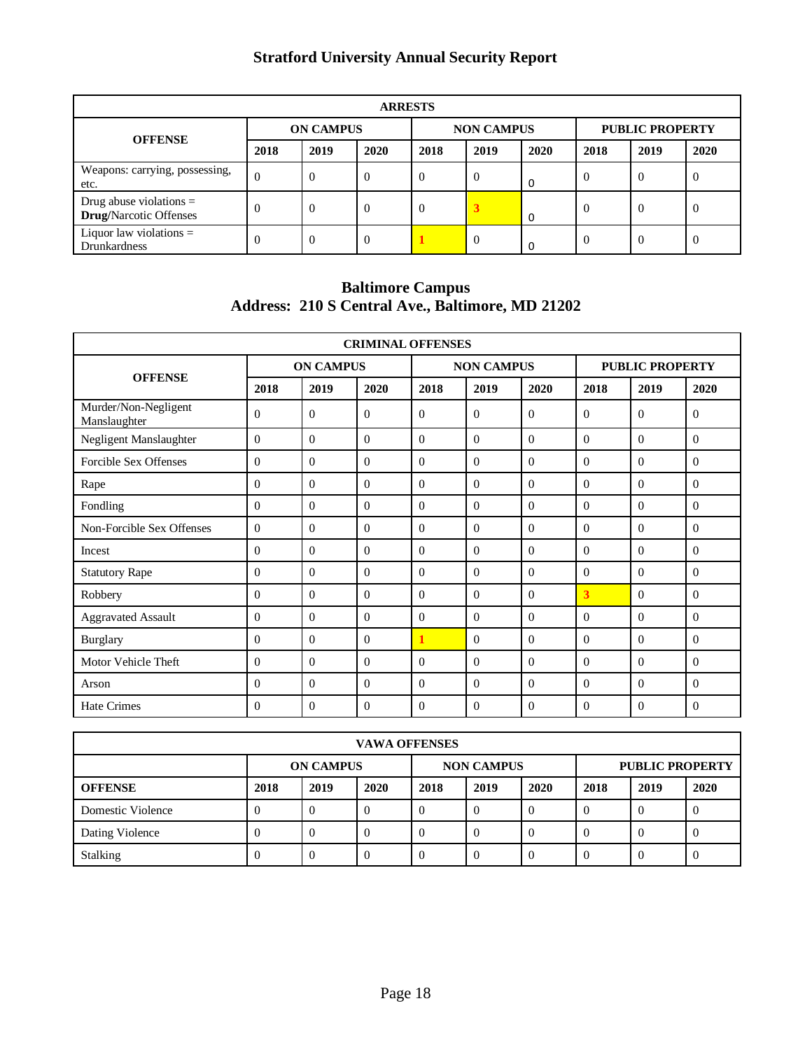# Stratford University Annual Security Report

| ARRESTS | | | | | | | | | |
|---|---|---|---|---|---|---|---|---|---|
| **OFFENSE** | **ON CAMPUS** | | | **NON CAMPUS** | | | **PUBLIC PROPERTY** | | |
| | **2018** | **2019** | **2020** | **2018** | **2019** | **2020** | **2018** | **2019** | **2020** |
| Weapons: carrying, possessing, etc. | 0 | 0 | 0 | 0 | 0 | 0 | 0 | 0 | 0 |
| Drug abuse violations = **Drug/**Narcotic Offenses | 0 | 0 | 0 | 0 | 3 | 0 | 0 | 0 | 0 |
| Liquor law violations = Drunkardness | 0 | 0 | 0 | 1 | 0 | 0 | 0 | 0 | 0 |

## Baltimore Campus
## Address: 210 S Central Ave., Baltimore, MD 21202

| CRIMINAL OFFENSES | | | | | | | | | |
|---|---|---|---|---|---|---|---|---|---|
| **OFFENSE** | **ON CAMPUS** | | | **NON CAMPUS** | | | **PUBLIC PROPERTY** | | |
| | **2018** | **2019** | **2020** | **2018** | **2019** | **2020** | **2018** | **2019** | **2020** |
| Murder/Non-Negligent Manslaughter | 0 | 0 | 0 | 0 | 0 | 0 | 0 | 0 | 0 |
| Negligent Manslaughter | 0 | 0 | 0 | 0 | 0 | 0 | 0 | 0 | 0 |
| Forcible Sex Offenses | 0 | 0 | 0 | 0 | 0 | 0 | 0 | 0 | 0 |
| Rape | 0 | 0 | 0 | 0 | 0 | 0 | 0 | 0 | 0 |
| Fondling | 0 | 0 | 0 | 0 | 0 | 0 | 0 | 0 | 0 |
| Non-Forcible Sex Offenses | 0 | 0 | 0 | 0 | 0 | 0 | 0 | 0 | 0 |
| Incest | 0 | 0 | 0 | 0 | 0 | 0 | 0 | 0 | 0 |
| Statutory Rape | 0 | 0 | 0 | 0 | 0 | 0 | 0 | 0 | 0 |
| Robbery | 0 | 0 | 0 | 0 | 0 | 0 | 3 | 0 | 0 |
| Aggravated Assault | 0 | 0 | 0 | 0 | 0 | 0 | 0 | 0 | 0 |
| Burglary | 0 | 0 | 0 | 1 | 0 | 0 | 0 | 0 | 0 |
| Motor Vehicle Theft | 0 | 0 | 0 | 0 | 0 | 0 | 0 | 0 | 0 |
| Arson | 0 | 0 | 0 | 0 | 0 | 0 | 0 | 0 | 0 |
| Hate Crimes | 0 | 0 | 0 | 0 | 0 | 0 | 0 | 0 | 0 |

| VAWA OFFENSES | | | | | | | | | |
|---|---|---|---|---|---|---|---|---|---|
| | **ON CAMPUS** | | | **NON CAMPUS** | | | **PUBLIC PROPERTY** | | |
| **OFFENSE** | **2018** | **2019** | **2020** | **2018** | **2019** | **2020** | **2018** | **2019** | **2020** |
| Domestic Violence | 0 | 0 | 0 | 0 | 0 | 0 | 0 | 0 | 0 |
| Dating Violence | 0 | 0 | 0 | 0 | 0 | 0 | 0 | 0 | 0 |
| Stalking | 0 | 0 | 0 | 0 | 0 | 0 | 0 | 0 | 0 |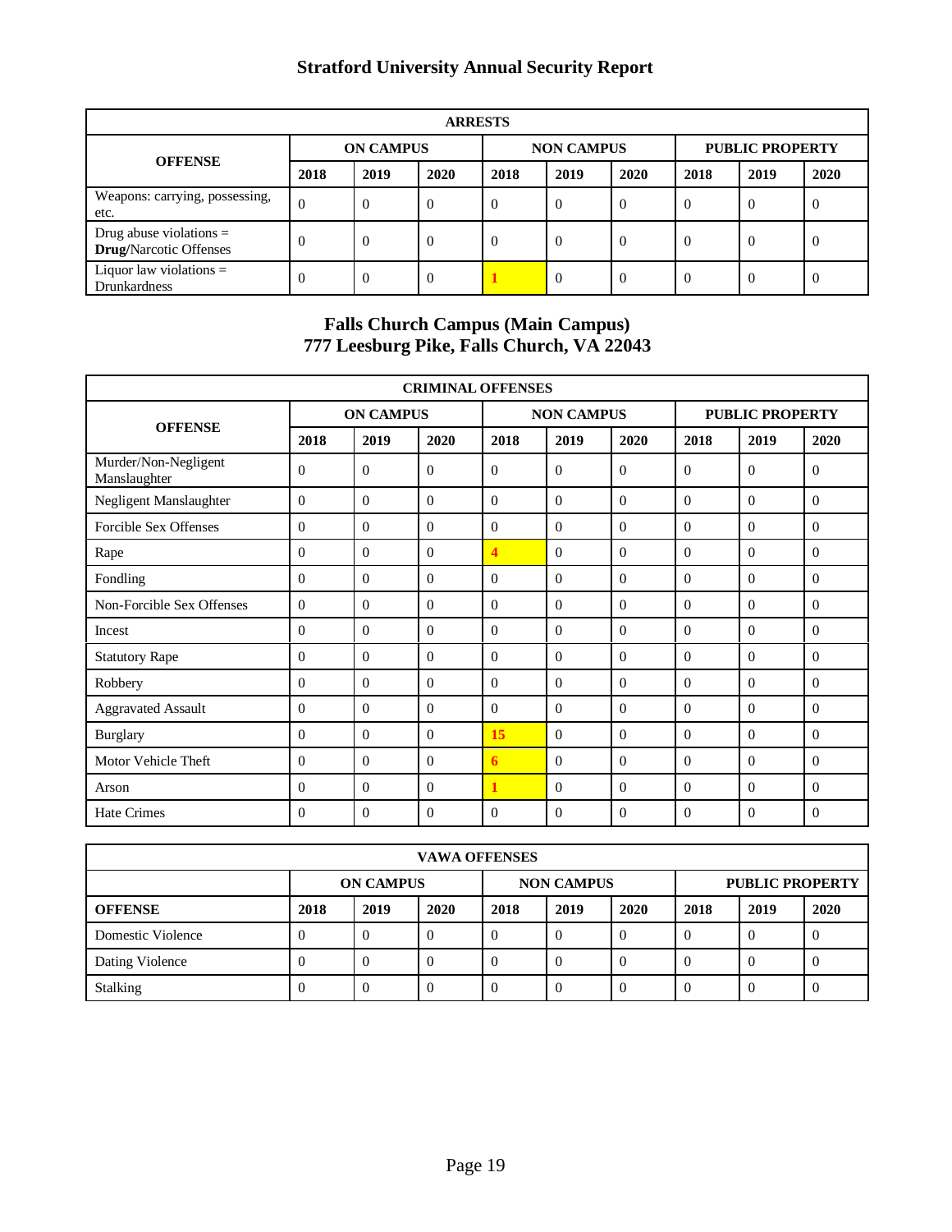# Stratford University Annual Security Report

| ARRESTS | | | | | | | | | |
|---|---|---|---|---|---|---|---|---|---|
| **OFFENSE** | **ON CAMPUS** | | | **NON CAMPUS** | | | **PUBLIC PROPERTY** | | |
| | **2018** | **2019** | **2020** | **2018** | **2019** | **2020** | **2018** | **2019** | **2020** |
| Weapons: carrying, possessing, etc. | 0 | 0 | 0 | 0 | 0 | 0 | 0 | 0 | 0 |
| Drug abuse violations = **Drug**/Narcotic Offenses | 0 | 0 | 0 | 0 | 0 | 0 | 0 | 0 | 0 |
| Liquor law violations = Drunkardness | 0 | 0 | 0 | **1** | 0 | 0 | 0 | 0 | 0 |

## Falls Church Campus (Main Campus)
## 777 Leesburg Pike, Falls Church, VA 22043

| CRIMINAL OFFENSES | | | | | | | | | |
|---|---|---|---|---|---|---|---|---|---|
| **OFFENSE** | **ON CAMPUS** | | | **NON CAMPUS** | | | **PUBLIC PROPERTY** | | |
| | **2018** | **2019** | **2020** | **2018** | **2019** | **2020** | **2018** | **2019** | **2020** |
| Murder/Non-Negligent Manslaughter | 0 | 0 | 0 | 0 | 0 | 0 | 0 | 0 | 0 |
| Negligent Manslaughter | 0 | 0 | 0 | 0 | 0 | 0 | 0 | 0 | 0 |
| Forcible Sex Offenses | 0 | 0 | 0 | 0 | 0 | 0 | 0 | 0 | 0 |
| Rape | 0 | 0 | 0 | **4** | 0 | 0 | 0 | 0 | 0 |
| Fondling | 0 | 0 | 0 | 0 | 0 | 0 | 0 | 0 | 0 |
| Non-Forcible Sex Offenses | 0 | 0 | 0 | 0 | 0 | 0 | 0 | 0 | 0 |
| Incest | 0 | 0 | 0 | 0 | 0 | 0 | 0 | 0 | 0 |
| Statutory Rape | 0 | 0 | 0 | 0 | 0 | 0 | 0 | 0 | 0 |
| Robbery | 0 | 0 | 0 | 0 | 0 | 0 | 0 | 0 | 0 |
| Aggravated Assault | 0 | 0 | 0 | 0 | 0 | 0 | 0 | 0 | 0 |
| Burglary | 0 | 0 | 0 | **15** | 0 | 0 | 0 | 0 | 0 |
| Motor Vehicle Theft | 0 | 0 | 0 | **6** | 0 | 0 | 0 | 0 | 0 |
| Arson | 0 | 0 | 0 | **1** | 0 | 0 | 0 | 0 | 0 |
| Hate Crimes | 0 | 0 | 0 | 0 | 0 | 0 | 0 | 0 | 0 |

| VAWA OFFENSES | | | | | | | | | |
|---|---|---|---|---|---|---|---|---|---|
| | **ON CAMPUS** | | | **NON CAMPUS** | | | **PUBLIC PROPERTY** | | |
| **OFFENSE** | **2018** | **2019** | **2020** | **2018** | **2019** | **2020** | **2018** | **2019** | **2020** |
| Domestic Violence | 0 | 0 | 0 | 0 | 0 | 0 | 0 | 0 | 0 |
| Dating Violence | 0 | 0 | 0 | 0 | 0 | 0 | 0 | 0 | 0 |
| Stalking | 0 | 0 | 0 | 0 | 0 | 0 | 0 | 0 | 0 |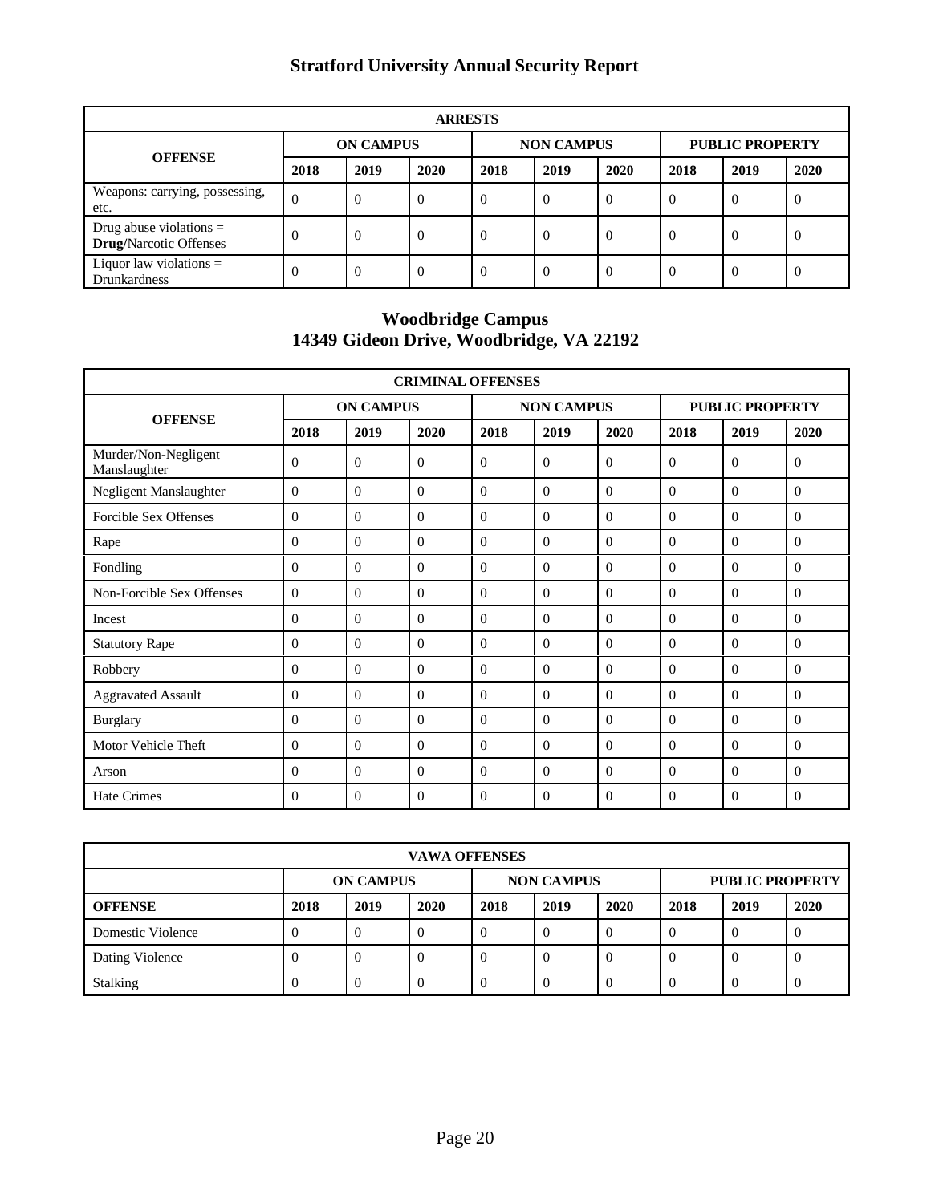| ARRESTS | | | | | | | | | |
|---|---|---|---|---|---|---|---|---|---|
| **OFFENSE** | **ON CAMPUS** | | | **NON CAMPUS** | | | **PUBLIC PROPERTY** | | |
| | **2018** | **2019** | **2020** | **2018** | **2019** | **2020** | **2018** | **2019** | **2020** |
| Weapons: carrying, possessing, etc. | 0 | 0 | 0 | 0 | 0 | 0 | 0 | 0 | 0 |
| Drug abuse violations = **Drug**/Narcotic Offenses | 0 | 0 | 0 | 0 | 0 | 0 | 0 | 0 | 0 |
| Liquor law violations = Drunkardness | 0 | 0 | 0 | 0 | 0 | 0 | 0 | 0 | 0 |

## Woodbridge Campus
## 14349 Gideon Drive, Woodbridge, VA 22192

| CRIMINAL OFFENSES | | | | | | | | | |
|---|---|---|---|---|---|---|---|---|---|
| **OFFENSE** | **ON CAMPUS** | | | **NON CAMPUS** | | | **PUBLIC PROPERTY** | | |
| | **2018** | **2019** | **2020** | **2018** | **2019** | **2020** | **2018** | **2019** | **2020** |
| Murder/Non-Negligent Manslaughter | 0 | 0 | 0 | 0 | 0 | 0 | 0 | 0 | 0 |
| Negligent Manslaughter | 0 | 0 | 0 | 0 | 0 | 0 | 0 | 0 | 0 |
| Forcible Sex Offenses | 0 | 0 | 0 | 0 | 0 | 0 | 0 | 0 | 0 |
| Rape | 0 | 0 | 0 | 0 | 0 | 0 | 0 | 0 | 0 |
| Fondling | 0 | 0 | 0 | 0 | 0 | 0 | 0 | 0 | 0 |
| Non-Forcible Sex Offenses | 0 | 0 | 0 | 0 | 0 | 0 | 0 | 0 | 0 |
| Incest | 0 | 0 | 0 | 0 | 0 | 0 | 0 | 0 | 0 |
| Statutory Rape | 0 | 0 | 0 | 0 | 0 | 0 | 0 | 0 | 0 |
| Robbery | 0 | 0 | 0 | 0 | 0 | 0 | 0 | 0 | 0 |
| Aggravated Assault | 0 | 0 | 0 | 0 | 0 | 0 | 0 | 0 | 0 |
| Burglary | 0 | 0 | 0 | 0 | 0 | 0 | 0 | 0 | 0 |
| Motor Vehicle Theft | 0 | 0 | 0 | 0 | 0 | 0 | 0 | 0 | 0 |
| Arson | 0 | 0 | 0 | 0 | 0 | 0 | 0 | 0 | 0 |
| Hate Crimes | 0 | 0 | 0 | 0 | 0 | 0 | 0 | 0 | 0 |

| VAWA OFFENSES | | | | | | | | | |
|---|---|---|---|---|---|---|---|---|---|
| | **ON CAMPUS** | | | **NON CAMPUS** | | | **PUBLIC PROPERTY** | | |
| **OFFENSE** | **2018** | **2019** | **2020** | **2018** | **2019** | **2020** | **2018** | **2019** | **2020** |
| Domestic Violence | 0 | 0 | 0 | 0 | 0 | 0 | 0 | 0 | 0 |
| Dating Violence | 0 | 0 | 0 | 0 | 0 | 0 | 0 | 0 | 0 |
| Stalking | 0 | 0 | 0 | 0 | 0 | 0 | 0 | 0 | 0 |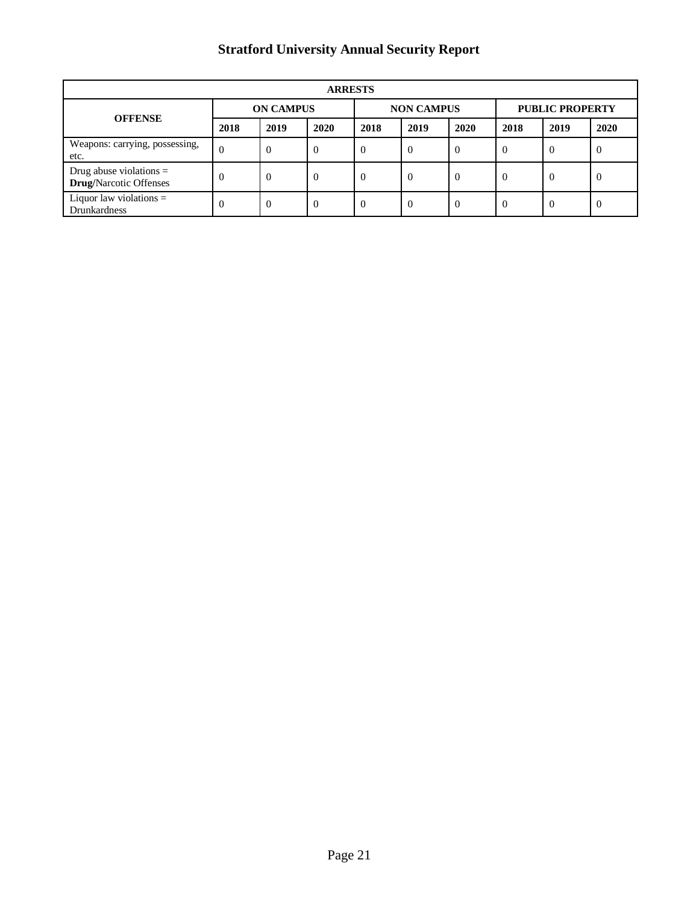# Stratford University Annual Security Report

| ARRESTS | | | | | | | | | |
|---|---|---|---|---|---|---|---|---|---|
| **OFFENSE** | **ON CAMPUS** | | | **NON CAMPUS** | | | **PUBLIC PROPERTY** | | |
| | **2018** | **2019** | **2020** | **2018** | **2019** | **2020** | **2018** | **2019** | **2020** |
| Weapons: carrying, possessing, etc. | 0 | 0 | 0 | 0 | 0 | 0 | 0 | 0 | 0 |
| Drug abuse violations = **Drug**/Narcotic Offenses | 0 | 0 | 0 | 0 | 0 | 0 | 0 | 0 | 0 |
| Liquor law violations = Drunkardness | 0 | 0 | 0 | 0 | 0 | 0 | 0 | 0 | 0 |